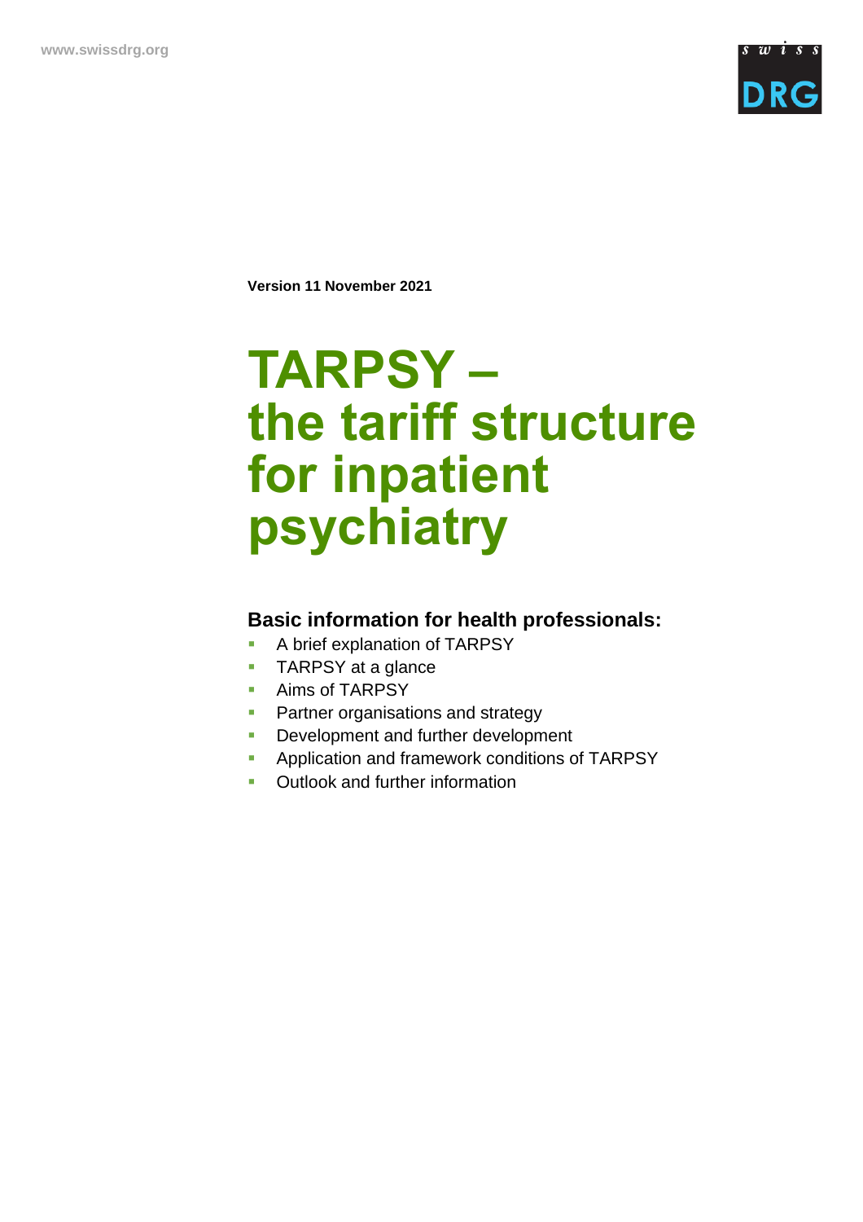www.swissdrg.org

**Version 11 November 2021**

# TARPSY – the tariff structure for inpatient psychiatry

## Basic information for health professionals:

- A brief explanation of TARPSY
- TARPSY at a glance
- Aims of TARPSY
- Partner organisations and strategy
- Development and further development
- Application and framework conditions of TARPSY
- Outlook and further information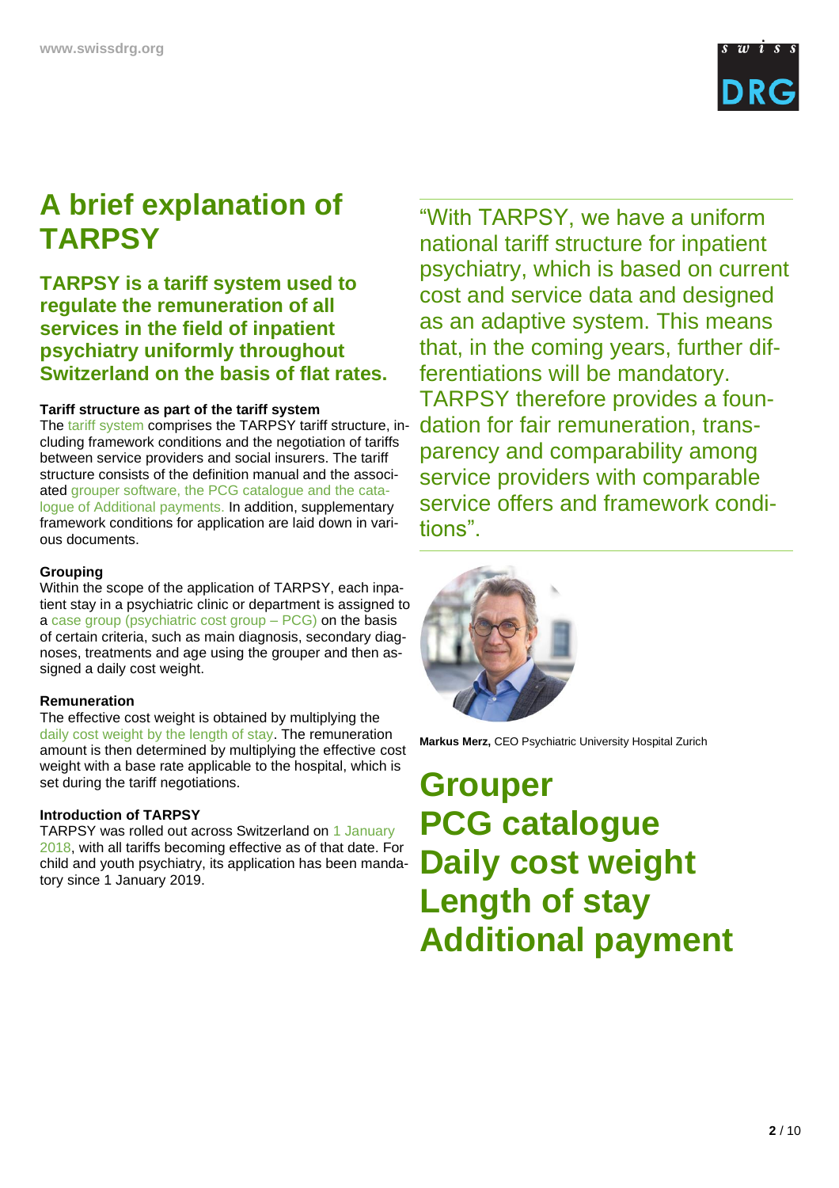# A brief explanation of TARPSY

## TARPSY is a tariff system used to regulate the remuneration of all services in the field of inpatient psychiatry uniformly throughout Switzerland on the basis of flat rates.

**Tariff structure as part of the tariff system**

The tariff system comprises the TARPSY tariff structure, including framework conditions and the negotiation of tariffs between service providers and social insurers. The tariff structure consists of the definition manual and the associated grouper software, the PCG catalogue and the catalogue of Additional payments. In addition, supplementary framework conditions for application are laid down in various documents.

**Grouping**

Within the scope of the application of TARPSY, each inpatient stay in a psychiatric clinic or department is assigned to a case group (psychiatric cost group – PCG) on the basis of certain criteria, such as main diagnosis, secondary diagnoses, treatments and age using the grouper and then assigned a daily cost weight.

**Remuneration**

The effective cost weight is obtained by multiplying the daily cost weight by the length of stay. The remuneration amount is then determined by multiplying the effective cost weight with a base rate applicable to the hospital, which is set during the tariff negotiations.

**Introduction of TARPSY**

TARPSY was rolled out across Switzerland on 1 January 2018, with all tariffs becoming effective as of that date. For child and youth psychiatry, its application has been mandatory since 1 January 2019.

"With TARPSY, we have a uniform national tariff structure for inpatient psychiatry, which is based on current cost and service data and designed as an adaptive system. This means that, in the coming years, further differentiations will be mandatory. TARPSY therefore provides a foundation for fair remuneration, transparency and comparability among service providers with comparable service offers and framework conditions".

**Markus Merz,** CEO Psychiatric University Hospital Zurich

## Grouper
## PCG catalogue
## Daily cost weight
## Length of stay
## Additional payment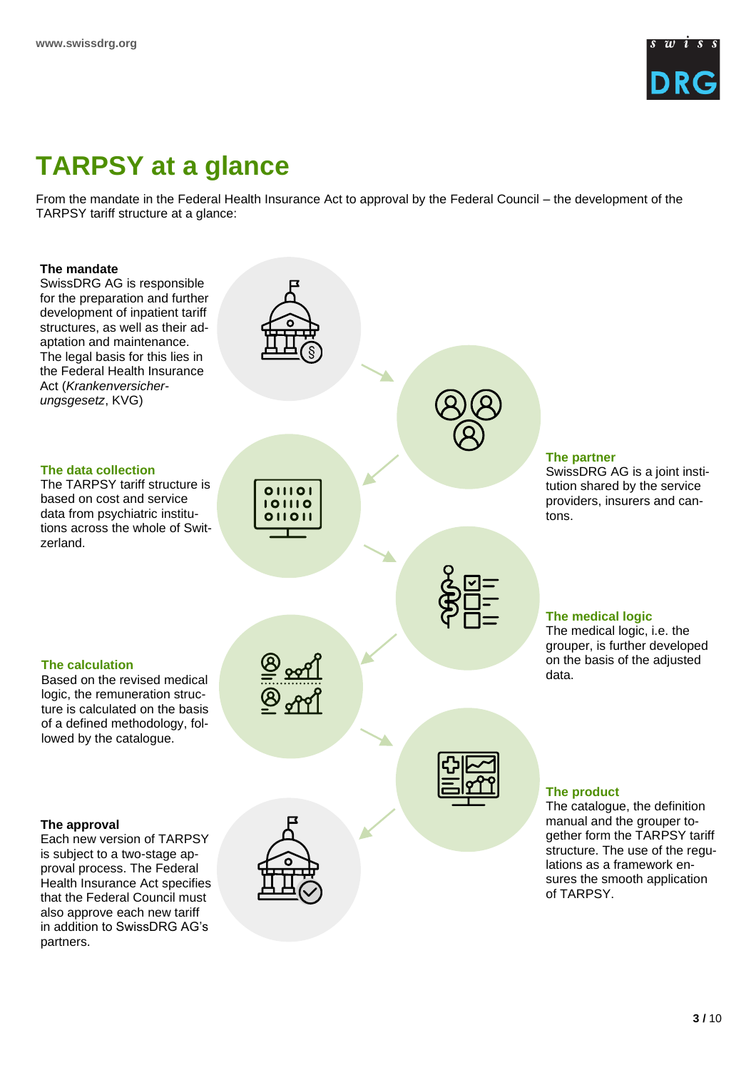# TARPSY at a glance

From the mandate in the Federal Health Insurance Act to approval by the Federal Council – the development of the TARPSY tariff structure at a glance:

**The mandate**
SwissDRG AG is responsible for the preparation and further development of inpatient tariff structures, as well as their adaptation and maintenance. The legal basis for this lies in the Federal Health Insurance Act (*Krankenversicherungsgesetz*, KVG)

**The partner**
SwissDRG AG is a joint institution shared by the service providers, insurers and cantons.

**The data collection**
The TARPSY tariff structure is based on cost and service data from psychiatric institutions across the whole of Switzerland.

**The medical logic**
The medical logic, i.e. the grouper, is further developed on the basis of the adjusted data.

**The calculation**
Based on the revised medical logic, the remuneration structure is calculated on the basis of a defined methodology, followed by the catalogue.

**The product**
The catalogue, the definition manual and the grouper together form the TARPSY tariff structure. The use of the regulations as a framework ensures the smooth application of TARPSY.

**The approval**
Each new version of TARPSY is subject to a two-stage approval process. The Federal Health Insurance Act specifies that the Federal Council must also approve each new tariff in addition to SwissDRG AG's partners.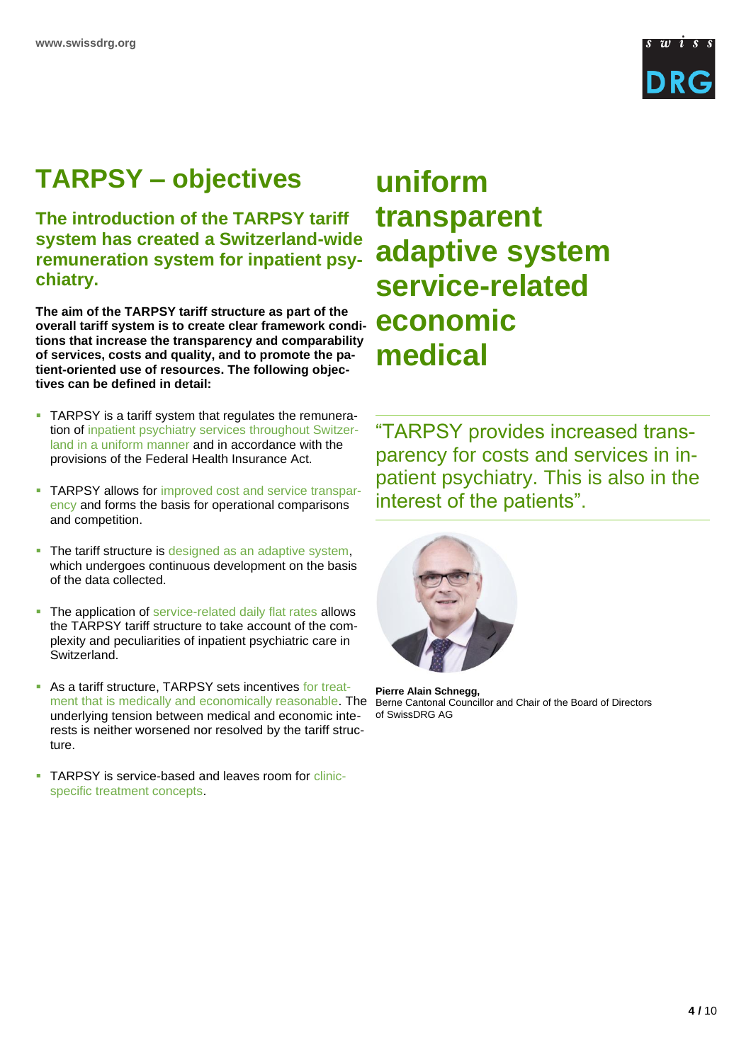# TARPSY – objectives

## The introduction of the TARPSY tariff system has created a Switzerland-wide remuneration system for inpatient psychiatry.

**The aim of the TARPSY tariff structure as part of the overall tariff system is to create clear framework conditions that increase the transparency and comparability of services, costs and quality, and to promote the patient-oriented use of resources. The following objectives can be defined in detail:**

- TARPSY is a tariff system that regulates the remuneration of inpatient psychiatry services throughout Switzerland in a uniform manner and in accordance with the provisions of the Federal Health Insurance Act.
- TARPSY allows for improved cost and service transparency and forms the basis for operational comparisons and competition.
- The tariff structure is designed as an adaptive system, which undergoes continuous development on the basis of the data collected.
- The application of service-related daily flat rates allows the TARPSY tariff structure to take account of the complexity and peculiarities of inpatient psychiatric care in Switzerland.
- As a tariff structure, TARPSY sets incentives for treatment that is medically and economically reasonable. The underlying tension between medical and economic interests is neither worsened nor resolved by the tariff structure.
- TARPSY is service-based and leaves room for clinic-specific treatment concepts.

**uniform**
**transparent**
**adaptive system**
**service-related**
**economic**
**medical**

"TARPSY provides increased transparency for costs and services in inpatient psychiatry. This is also in the interest of the patients".

**Pierre Alain Schnegg,**
Berne Cantonal Councillor and Chair of the Board of Directors of SwissDRG AG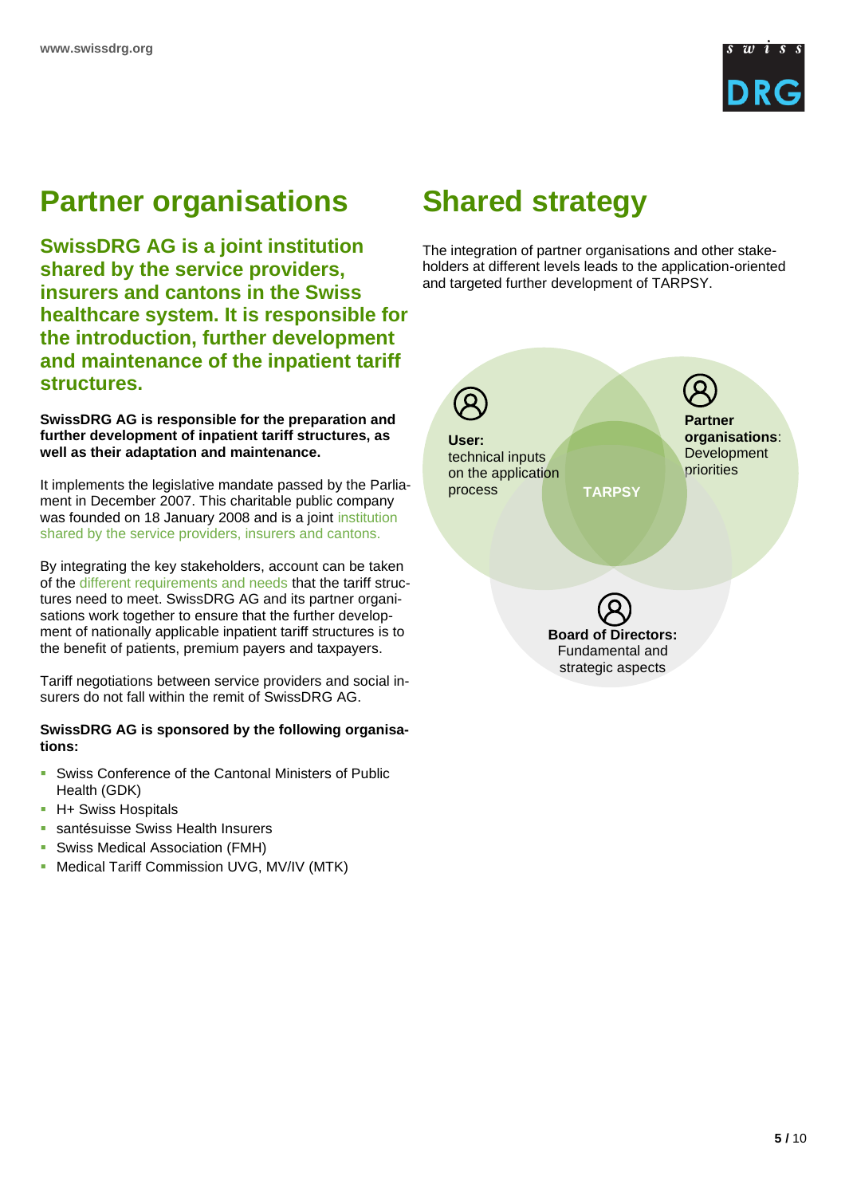# Partner organisations

## SwissDRG AG is a joint institution shared by the service providers, insurers and cantons in the Swiss healthcare system. It is responsible for the introduction, further development and maintenance of the inpatient tariff structures.

**SwissDRG AG is responsible for the preparation and further development of inpatient tariff structures, as well as their adaptation and maintenance.**

It implements the legislative mandate passed by the Parliament in December 2007. This charitable public company was founded on 18 January 2008 and is a joint institution shared by the service providers, insurers and cantons.

By integrating the key stakeholders, account can be taken of the different requirements and needs that the tariff structures need to meet. SwissDRG AG and its partner organisations work together to ensure that the further development of nationally applicable inpatient tariff structures is to the benefit of patients, premium payers and taxpayers.

Tariff negotiations between service providers and social insurers do not fall within the remit of SwissDRG AG.

**SwissDRG AG is sponsored by the following organisations:**

- Swiss Conference of the Cantonal Ministers of Public Health (GDK)
- H+ Swiss Hospitals
- santésuisse Swiss Health Insurers
- Swiss Medical Association (FMH)
- Medical Tariff Commission UVG, MV/IV (MTK)

# Shared strategy

The integration of partner organisations and other stakeholders at different levels leads to the application-oriented and targeted further development of TARPSY.

**User:** technical inputs on the application process

**Partner organisations**: Development priorities

**TARPSY**

**Board of Directors:** Fundamental and strategic aspects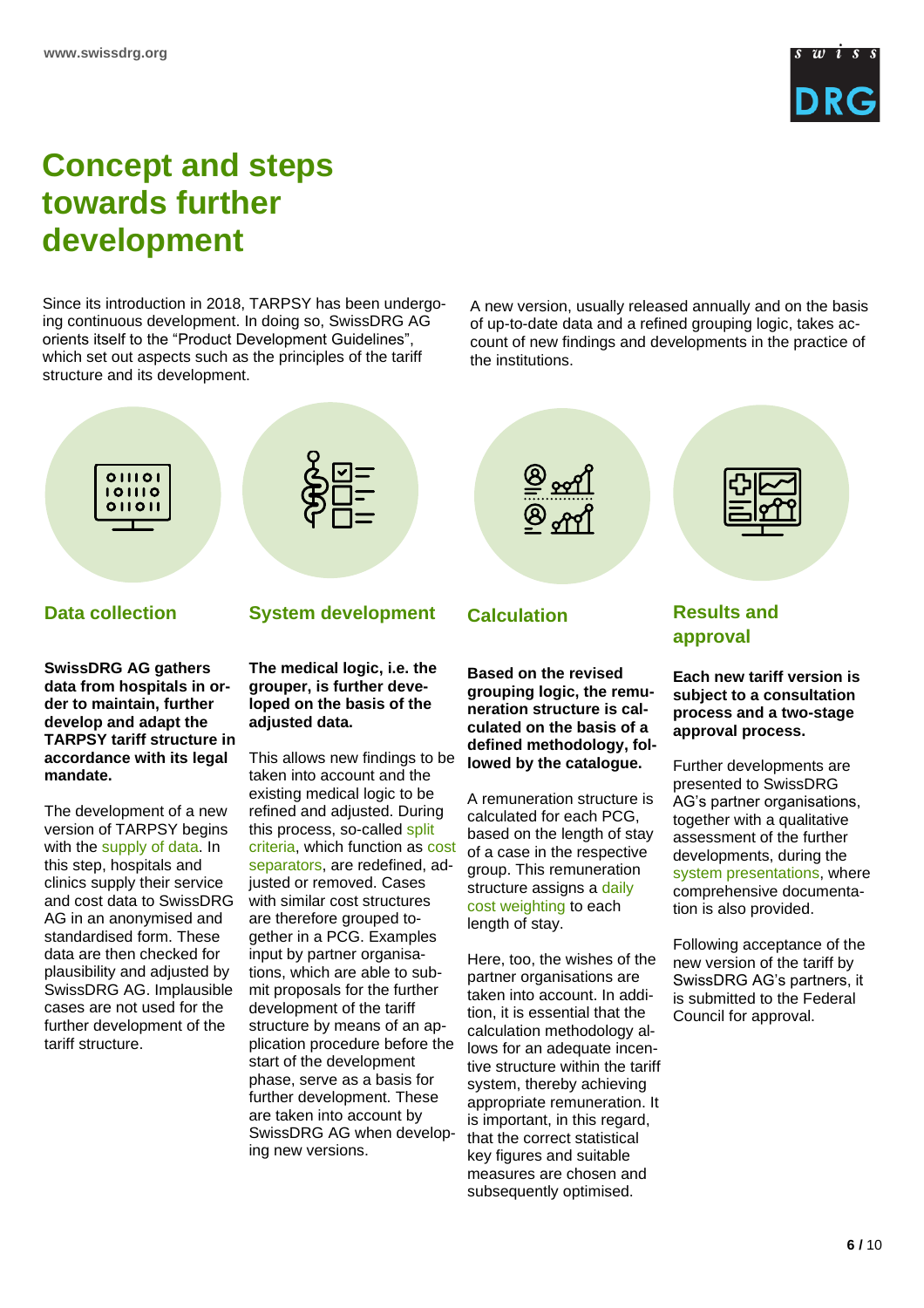# Concept and steps towards further development

Since its introduction in 2018, TARPSY has been undergoing continuous development. In doing so, SwissDRG AG orients itself to the "Product Development Guidelines", which set out aspects such as the principles of the tariff structure and its development.

A new version, usually released annually and on the basis of up-to-date data and a refined grouping logic, takes account of new findings and developments in the practice of the institutions.

## Data collection

**SwissDRG AG gathers data from hospitals in order to maintain, further develop and adapt the TARPSY tariff structure in accordance with its legal mandate.**

The development of a new version of TARPSY begins with the supply of data. In this step, hospitals and clinics supply their service and cost data to SwissDRG AG in an anonymised and standardised form. These data are then checked for plausibility and adjusted by SwissDRG AG. Implausible cases are not used for the further development of the tariff structure.

## System development

**The medical logic, i.e. the grouper, is further developed on the basis of the adjusted data.**

This allows new findings to be taken into account and the existing medical logic to be refined and adjusted. During this process, so-called split criteria, which function as cost separators, are redefined, adjusted or removed. Cases with similar cost structures are therefore grouped together in a PCG. Examples input by partner organisations, which are able to submit proposals for the further development of the tariff structure by means of an application procedure before the start of the development phase, serve as a basis for further development. These are taken into account by SwissDRG AG when developing new versions.

## Calculation

**Based on the revised grouping logic, the remuneration structure is calculated on the basis of a defined methodology, followed by the catalogue.**

A remuneration structure is calculated for each PCG, based on the length of stay of a case in the respective group. This remuneration structure assigns a daily cost weighting to each length of stay.

Here, too, the wishes of the partner organisations are taken into account. In addition, it is essential that the calculation methodology allows for an adequate incentive structure within the tariff system, thereby achieving appropriate remuneration. It is important, in this regard, that the correct statistical key figures and suitable measures are chosen and subsequently optimised.

## Results and approval

**Each new tariff version is subject to a consultation process and a two-stage approval process.**

Further developments are presented to SwissDRG AG's partner organisations, together with a qualitative assessment of the further developments, during the system presentations, where comprehensive documentation is also provided.

Following acceptance of the new version of the tariff by SwissDRG AG's partners, it is submitted to the Federal Council for approval.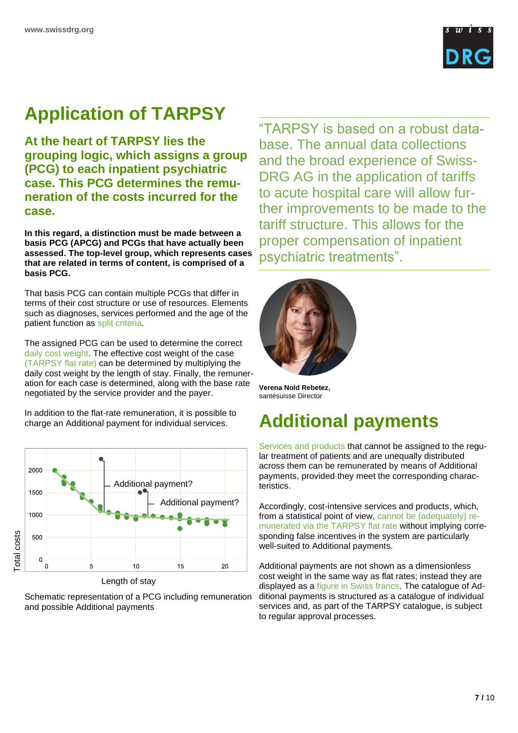# Application of TARPSY

**At the heart of TARPSY lies the grouping logic, which assigns a group (PCG) to each inpatient psychiatric case. This PCG determines the remuneration of the costs incurred for the case.**

**In this regard, a distinction must be made between a basis PCG (APCG) and PCGs that have actually been assessed. The top-level group, which represents cases that are related in terms of content, is comprised of a basis PCG.**

That basis PCG can contain multiple PCGs that differ in terms of their cost structure or use of resources. Elements such as diagnoses, services performed and the age of the patient function as split criteria.

The assigned PCG can be used to determine the correct daily cost weight. The effective cost weight of the case (TARPSY flat rate) can be determined by multiplying the daily cost weight by the length of stay. Finally, the remuneration for each case is determined, along with the base rate negotiated by the service provider and the payer.

In addition to the flat-rate remuneration, it is possible to charge an Additional payment for individual services.

Schematic representation of a PCG including remuneration and possible Additional payments

"TARPSY is based on a robust database. The annual data collections and the broad experience of SwissDRG AG in the application of tariffs to acute hospital care will allow further improvements to be made to the tariff structure. This allows for the proper compensation of inpatient psychiatric treatments".

**Verena Nold Rebetez,**
santésuisse Director

# Additional payments

Services and products that cannot be assigned to the regular treatment of patients and are unequally distributed across them can be remunerated by means of Additional payments, provided they meet the corresponding characteristics.

Accordingly, cost-intensive services and products, which, from a statistical point of view, cannot be (adequately) remunerated via the TARPSY flat rate without implying corresponding false incentives in the system are particularly well-suited to Additional payments.

Additional payments are not shown as a dimensionless cost weight in the same way as flat rates; instead they are displayed as a figure in Swiss francs. The catalogue of Additional payments is structured as a catalogue of individual services and, as part of the TARPSY catalogue, is subject to regular approval processes.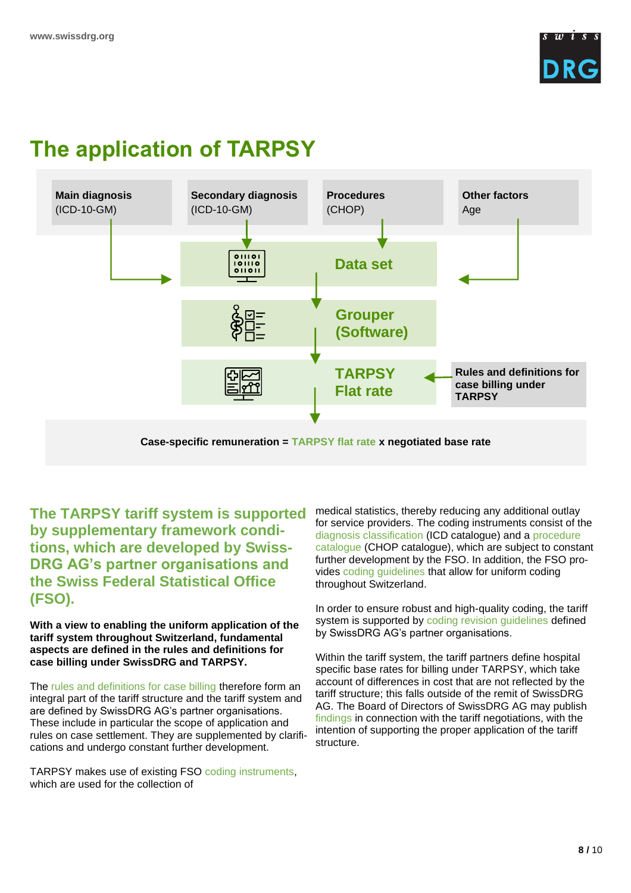# The application of TARPSY

**Main diagnosis**
(ICD-10-GM)

**Secondary diagnosis**
(ICD-10-GM)

**Procedures**
(CHOP)

**Other factors**
Age

**Data set**

**Grouper (Software)**

**TARPSY Flat rate**

**Rules and definitions for case billing under TARPSY**

**Case-specific remuneration = TARPSY flat rate x negotiated base rate**

## The TARPSY tariff system is supported by supplementary framework conditions, which are developed by SwissDRG AG's partner organisations and the Swiss Federal Statistical Office (FSO).

**With a view to enabling the uniform application of the tariff system throughout Switzerland, fundamental aspects are defined in the rules and definitions for case billing under SwissDRG and TARPSY.**

The rules and definitions for case billing therefore form an integral part of the tariff structure and the tariff system and are defined by SwissDRG AG's partner organisations. These include in particular the scope of application and rules on case settlement. They are supplemented by clarifications and undergo constant further development.

TARPSY makes use of existing FSO coding instruments, which are used for the collection of medical statistics, thereby reducing any additional outlay for service providers. The coding instruments consist of the diagnosis classification (ICD catalogue) and a procedure catalogue (CHOP catalogue), which are subject to constant further development by the FSO. In addition, the FSO provides coding guidelines that allow for uniform coding throughout Switzerland.

In order to ensure robust and high-quality coding, the tariff system is supported by coding revision guidelines defined by SwissDRG AG's partner organisations.

Within the tariff system, the tariff partners define hospital specific base rates for billing under TARPSY, which take account of differences in cost that are not reflected by the tariff structure; this falls outside of the remit of SwissDRG AG. The Board of Directors of SwissDRG AG may publish findings in connection with the tariff negotiations, with the intention of supporting the proper application of the tariff structure.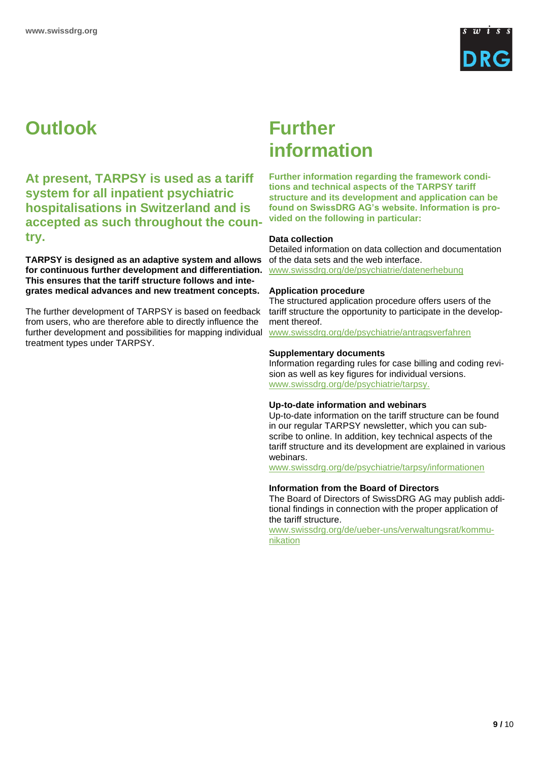# Outlook

## At present, TARPSY is used as a tariff system for all inpatient psychiatric hospitalisations in Switzerland and is accepted as such throughout the country.

**TARPSY is designed as an adaptive system and allows for continuous further development and differentiation. This ensures that the tariff structure follows and integrates medical advances and new treatment concepts.**

The further development of TARPSY is based on feedback from users, who are therefore able to directly influence the further development and possibilities for mapping individual treatment types under TARPSY.

# Further information

**Further information regarding the framework conditions and technical aspects of the TARPSY tariff structure and its development and application can be found on SwissDRG AG's website. Information is provided on the following in particular:**

**Data collection**
Detailed information on data collection and documentation of the data sets and the web interface.
www.swissdrg.org/de/psychiatrie/datenerhebung

**Application procedure**
The structured application procedure offers users of the tariff structure the opportunity to participate in the development thereof.
www.swissdrg.org/de/psychiatrie/antragsverfahren

**Supplementary documents**
Information regarding rules for case billing and coding revision as well as key figures for individual versions.
www.swissdrg.org/de/psychiatrie/tarpsy.

**Up-to-date information and webinars**
Up-to-date information on the tariff structure can be found in our regular TARPSY newsletter, which you can subscribe to online. In addition, key technical aspects of the tariff structure and its development are explained in various webinars.
www.swissdrg.org/de/psychiatrie/tarpsy/informationen

**Information from the Board of Directors**
The Board of Directors of SwissDRG AG may publish additional findings in connection with the proper application of the tariff structure.
www.swissdrg.org/de/ueber-uns/verwaltungsrat/kommunikation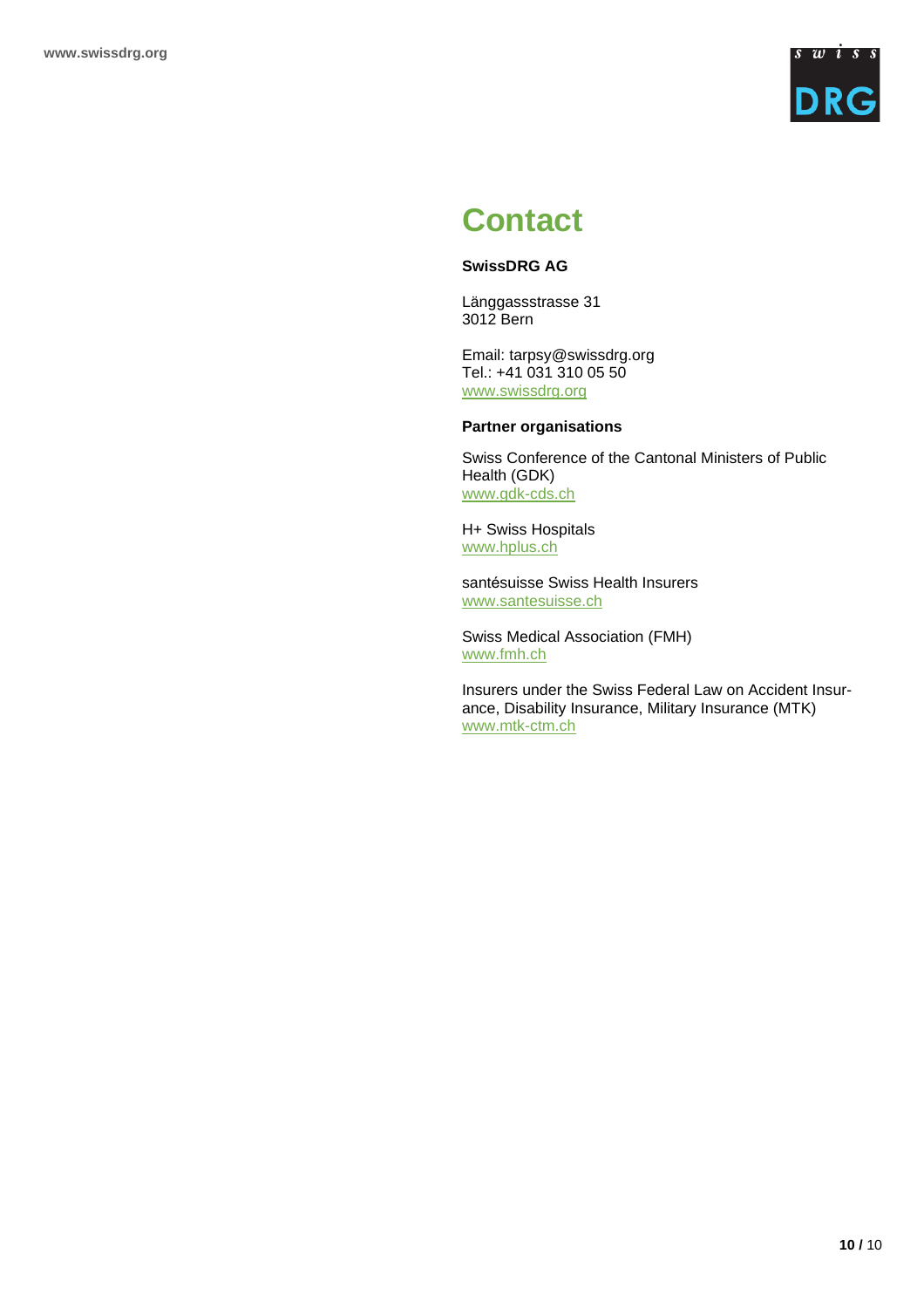# Contact

**SwissDRG AG**

Länggassstrasse 31
3012 Bern

Email: tarpsy@swissdrg.org
Tel.: +41 031 310 05 50
www.swissdrg.org

**Partner organisations**

Swiss Conference of the Cantonal Ministers of Public Health (GDK)
www.gdk-cds.ch

H+ Swiss Hospitals
www.hplus.ch

santésuisse Swiss Health Insurers
www.santesuisse.ch

Swiss Medical Association (FMH)
www.fmh.ch

Insurers under the Swiss Federal Law on Accident Insurance, Disability Insurance, Military Insurance (MTK)
www.mtk-ctm.ch